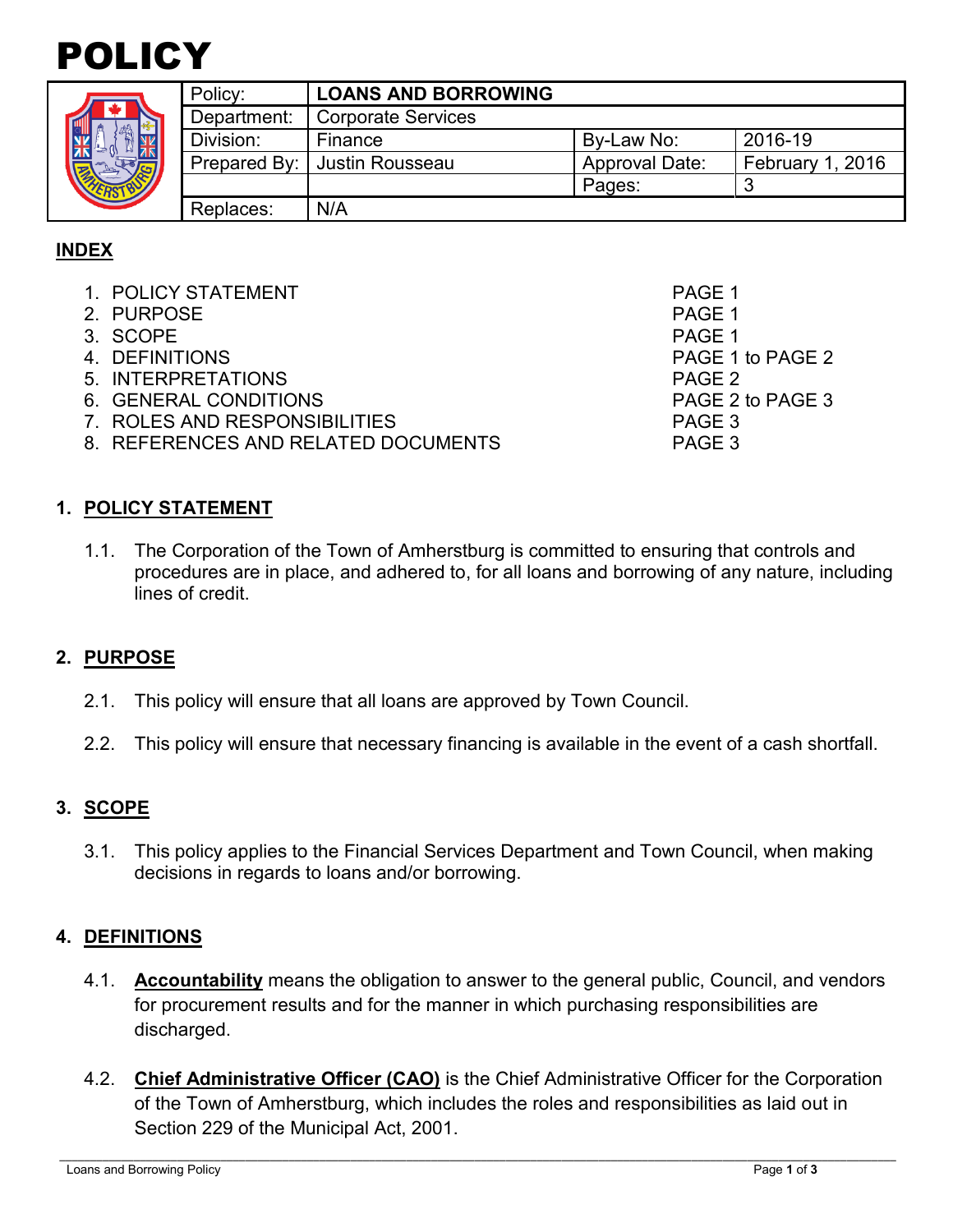# POLICY

| Policy: | LOANS AND BORROWING | | |
|---|---|---|---|
| Department: | Corporate Services | | |
| Division: | Finance | By-Law No: | 2016-19 |
| Prepared By: | Justin Rousseau | Approval Date: | February 1, 2016 |
| | | Pages: | 3 |
| Replaces: | N/A | | |

## INDEX

1. POLICY STATEMENT — PAGE 1
2. PURPOSE — PAGE 1
3. SCOPE — PAGE 1
4. DEFINITIONS — PAGE 1 to PAGE 2
5. INTERPRETATIONS — PAGE 2
6. GENERAL CONDITIONS — PAGE 2 to PAGE 3
7. ROLES AND RESPONSIBILITIES — PAGE 3
8. REFERENCES AND RELATED DOCUMENTS — PAGE 3

## 1. POLICY STATEMENT

1.1. The Corporation of the Town of Amherstburg is committed to ensuring that controls and procedures are in place, and adhered to, for all loans and borrowing of any nature, including lines of credit.

## 2. PURPOSE

2.1. This policy will ensure that all loans are approved by Town Council.

2.2. This policy will ensure that necessary financing is available in the event of a cash shortfall.

## 3. SCOPE

3.1. This policy applies to the Financial Services Department and Town Council, when making decisions in regards to loans and/or borrowing.

## 4. DEFINITIONS

4.1. **Accountability** means the obligation to answer to the general public, Council, and vendors for procurement results and for the manner in which purchasing responsibilities are discharged.

4.2. **Chief Administrative Officer (CAO)** is the Chief Administrative Officer for the Corporation of the Town of Amherstburg, which includes the roles and responsibilities as laid out in Section 229 of the Municipal Act, 2001.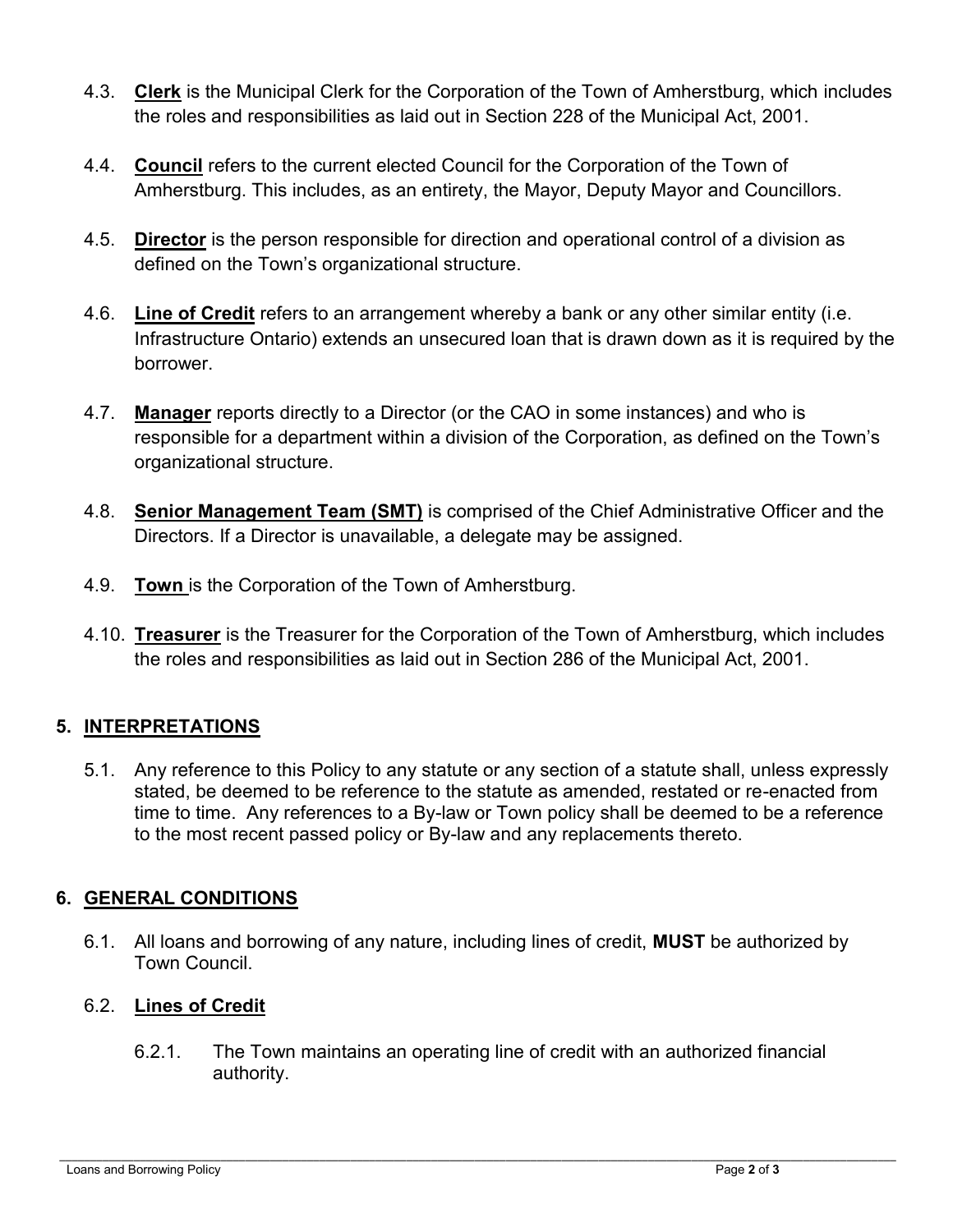4.3. **Clerk** is the Municipal Clerk for the Corporation of the Town of Amherstburg, which includes the roles and responsibilities as laid out in Section 228 of the Municipal Act, 2001.

4.4. **Council** refers to the current elected Council for the Corporation of the Town of Amherstburg. This includes, as an entirety, the Mayor, Deputy Mayor and Councillors.

4.5. **Director** is the person responsible for direction and operational control of a division as defined on the Town's organizational structure.

4.6. **Line of Credit** refers to an arrangement whereby a bank or any other similar entity (i.e. Infrastructure Ontario) extends an unsecured loan that is drawn down as it is required by the borrower.

4.7. **Manager** reports directly to a Director (or the CAO in some instances) and who is responsible for a department within a division of the Corporation, as defined on the Town's organizational structure.

4.8. **Senior Management Team (SMT)** is comprised of the Chief Administrative Officer and the Directors. If a Director is unavailable, a delegate may be assigned.

4.9. **Town** is the Corporation of the Town of Amherstburg.

4.10. **Treasurer** is the Treasurer for the Corporation of the Town of Amherstburg, which includes the roles and responsibilities as laid out in Section 286 of the Municipal Act, 2001.

## 5. INTERPRETATIONS

5.1. Any reference to this Policy to any statute or any section of a statute shall, unless expressly stated, be deemed to be reference to the statute as amended, restated or re-enacted from time to time. Any references to a By-law or Town policy shall be deemed to be a reference to the most recent passed policy or By-law and any replacements thereto.

## 6. GENERAL CONDITIONS

6.1. All loans and borrowing of any nature, including lines of credit, **MUST** be authorized by Town Council.

### 6.2. Lines of Credit

6.2.1. The Town maintains an operating line of credit with an authorized financial authority.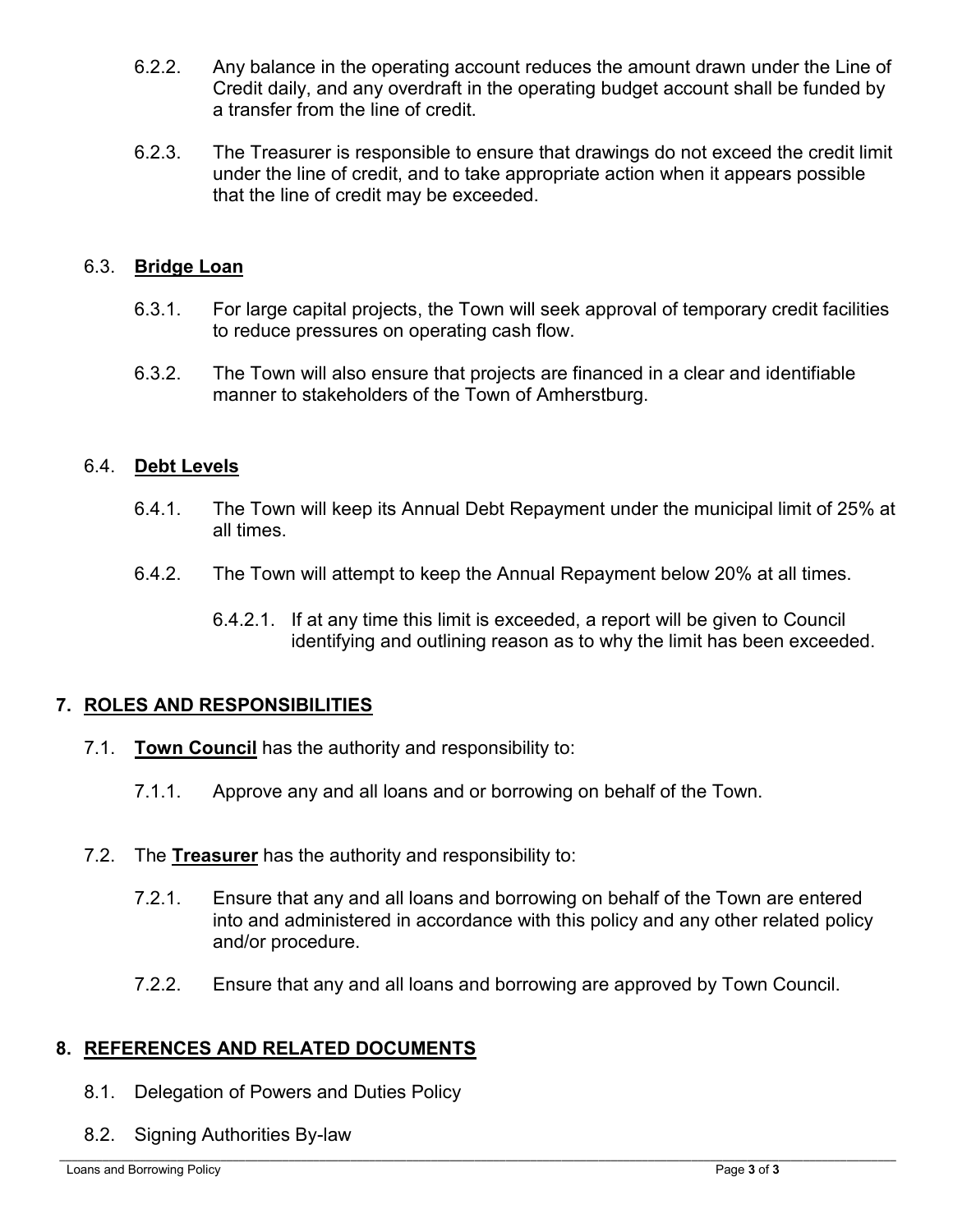6.2.2. Any balance in the operating account reduces the amount drawn under the Line of Credit daily, and any overdraft in the operating budget account shall be funded by a transfer from the line of credit.

6.2.3. The Treasurer is responsible to ensure that drawings do not exceed the credit limit under the line of credit, and to take appropriate action when it appears possible that the line of credit may be exceeded.

### 6.3. **Bridge Loan**

6.3.1. For large capital projects, the Town will seek approval of temporary credit facilities to reduce pressures on operating cash flow.

6.3.2. The Town will also ensure that projects are financed in a clear and identifiable manner to stakeholders of the Town of Amherstburg.

### 6.4. **Debt Levels**

6.4.1. The Town will keep its Annual Debt Repayment under the municipal limit of 25% at all times.

6.4.2. The Town will attempt to keep the Annual Repayment below 20% at all times.

6.4.2.1. If at any time this limit is exceeded, a report will be given to Council identifying and outlining reason as to why the limit has been exceeded.

## 7. ROLES AND RESPONSIBILITIES

7.1. **Town Council** has the authority and responsibility to:

7.1.1. Approve any and all loans and or borrowing on behalf of the Town.

7.2. The **Treasurer** has the authority and responsibility to:

7.2.1. Ensure that any and all loans and borrowing on behalf of the Town are entered into and administered in accordance with this policy and any other related policy and/or procedure.

7.2.2. Ensure that any and all loans and borrowing are approved by Town Council.

## 8. REFERENCES AND RELATED DOCUMENTS

8.1. Delegation of Powers and Duties Policy

8.2. Signing Authorities By-law